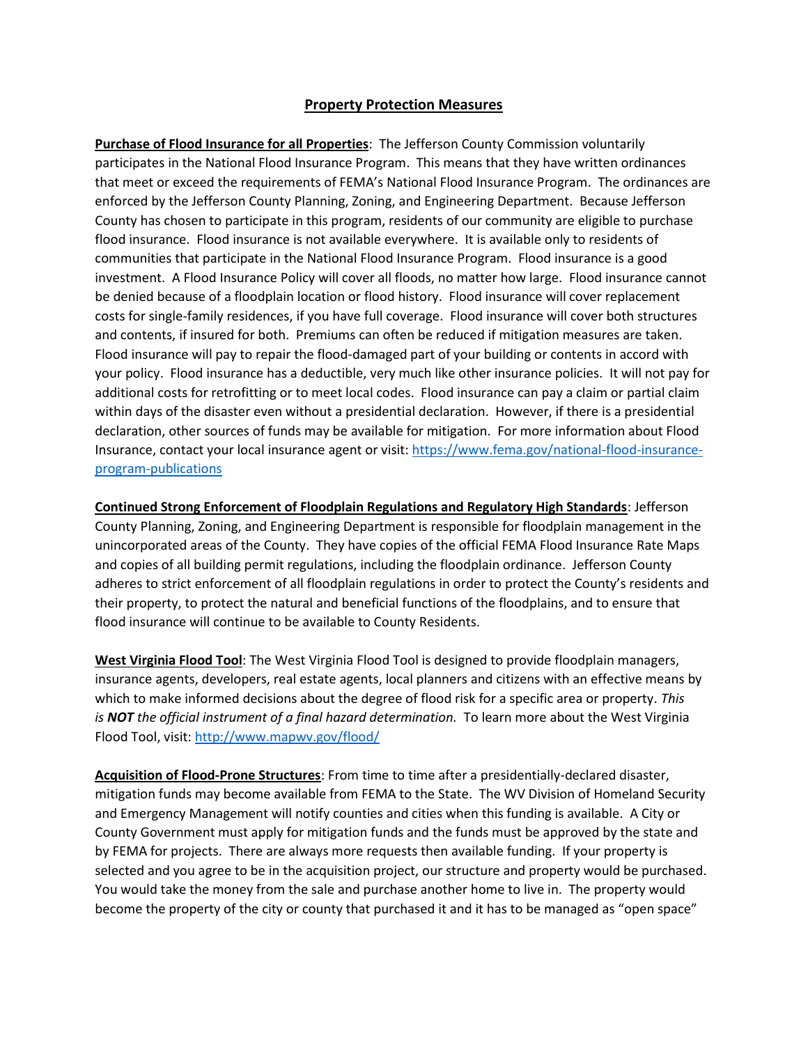## Property Protection Measures

**Purchase of Flood Insurance for all Properties**: The Jefferson County Commission voluntarily participates in the National Flood Insurance Program. This means that they have written ordinances that meet or exceed the requirements of FEMA's National Flood Insurance Program. The ordinances are enforced by the Jefferson County Planning, Zoning, and Engineering Department. Because Jefferson County has chosen to participate in this program, residents of our community are eligible to purchase flood insurance. Flood insurance is not available everywhere. It is available only to residents of communities that participate in the National Flood Insurance Program. Flood insurance is a good investment. A Flood Insurance Policy will cover all floods, no matter how large. Flood insurance cannot be denied because of a floodplain location or flood history. Flood insurance will cover replacement costs for single-family residences, if you have full coverage. Flood insurance will cover both structures and contents, if insured for both. Premiums can often be reduced if mitigation measures are taken. Flood insurance will pay to repair the flood-damaged part of your building or contents in accord with your policy. Flood insurance has a deductible, very much like other insurance policies. It will not pay for additional costs for retrofitting or to meet local codes. Flood insurance can pay a claim or partial claim within days of the disaster even without a presidential declaration. However, if there is a presidential declaration, other sources of funds may be available for mitigation. For more information about Flood Insurance, contact your local insurance agent or visit: https://www.fema.gov/national-flood-insurance-program-publications

**Continued Strong Enforcement of Floodplain Regulations and Regulatory High Standards**: Jefferson County Planning, Zoning, and Engineering Department is responsible for floodplain management in the unincorporated areas of the County. They have copies of the official FEMA Flood Insurance Rate Maps and copies of all building permit regulations, including the floodplain ordinance. Jefferson County adheres to strict enforcement of all floodplain regulations in order to protect the County's residents and their property, to protect the natural and beneficial functions of the floodplains, and to ensure that flood insurance will continue to be available to County Residents.

**West Virginia Flood Tool**: The West Virginia Flood Tool is designed to provide floodplain managers, insurance agents, developers, real estate agents, local planners and citizens with an effective means by which to make informed decisions about the degree of flood risk for a specific area or property. *This is **NOT** the official instrument of a final hazard determination.* To learn more about the West Virginia Flood Tool, visit: http://www.mapwv.gov/flood/

**Acquisition of Flood-Prone Structures**: From time to time after a presidentially-declared disaster, mitigation funds may become available from FEMA to the State. The WV Division of Homeland Security and Emergency Management will notify counties and cities when this funding is available. A City or County Government must apply for mitigation funds and the funds must be approved by the state and by FEMA for projects. There are always more requests then available funding. If your property is selected and you agree to be in the acquisition project, our structure and property would be purchased. You would take the money from the sale and purchase another home to live in. The property would become the property of the city or county that purchased it and it has to be managed as "open space"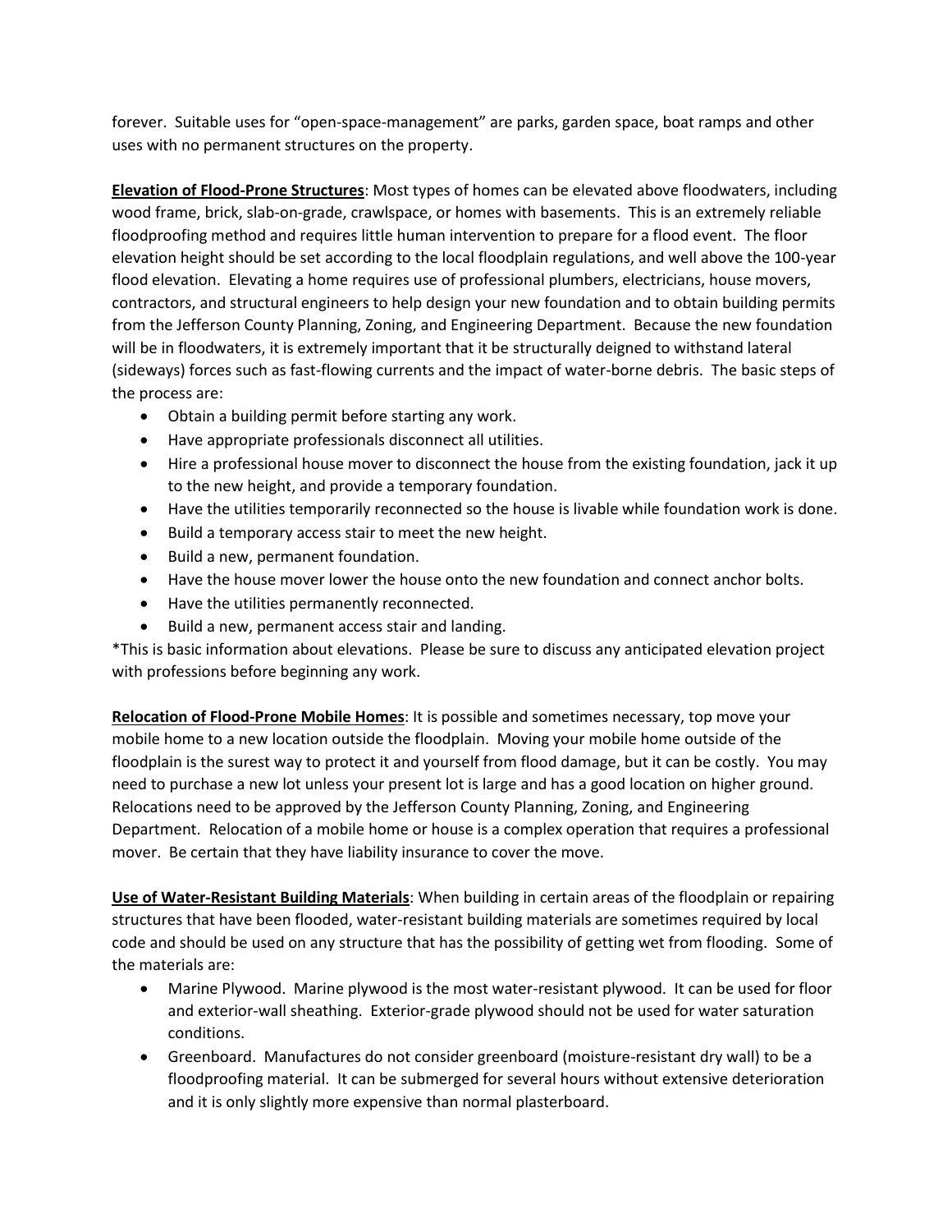forever. Suitable uses for "open-space-management" are parks, garden space, boat ramps and other uses with no permanent structures on the property.

**Elevation of Flood-Prone Structures**: Most types of homes can be elevated above floodwaters, including wood frame, brick, slab-on-grade, crawlspace, or homes with basements. This is an extremely reliable floodproofing method and requires little human intervention to prepare for a flood event. The floor elevation height should be set according to the local floodplain regulations, and well above the 100-year flood elevation. Elevating a home requires use of professional plumbers, electricians, house movers, contractors, and structural engineers to help design your new foundation and to obtain building permits from the Jefferson County Planning, Zoning, and Engineering Department. Because the new foundation will be in floodwaters, it is extremely important that it be structurally deigned to withstand lateral (sideways) forces such as fast-flowing currents and the impact of water-borne debris. The basic steps of the process are:

- Obtain a building permit before starting any work.
- Have appropriate professionals disconnect all utilities.
- Hire a professional house mover to disconnect the house from the existing foundation, jack it up to the new height, and provide a temporary foundation.
- Have the utilities temporarily reconnected so the house is livable while foundation work is done.
- Build a temporary access stair to meet the new height.
- Build a new, permanent foundation.
- Have the house mover lower the house onto the new foundation and connect anchor bolts.
- Have the utilities permanently reconnected.
- Build a new, permanent access stair and landing.

*This is basic information about elevations. Please be sure to discuss any anticipated elevation project with professions before beginning any work.

**Relocation of Flood-Prone Mobile Homes**: It is possible and sometimes necessary, top move your mobile home to a new location outside the floodplain. Moving your mobile home outside of the floodplain is the surest way to protect it and yourself from flood damage, but it can be costly. You may need to purchase a new lot unless your present lot is large and has a good location on higher ground. Relocations need to be approved by the Jefferson County Planning, Zoning, and Engineering Department. Relocation of a mobile home or house is a complex operation that requires a professional mover. Be certain that they have liability insurance to cover the move.

**Use of Water-Resistant Building Materials**: When building in certain areas of the floodplain or repairing structures that have been flooded, water-resistant building materials are sometimes required by local code and should be used on any structure that has the possibility of getting wet from flooding. Some of the materials are:

- Marine Plywood. Marine plywood is the most water-resistant plywood. It can be used for floor and exterior-wall sheathing. Exterior-grade plywood should not be used for water saturation conditions.
- Greenboard. Manufactures do not consider greenboard (moisture-resistant dry wall) to be a floodproofing material. It can be submerged for several hours without extensive deterioration and it is only slightly more expensive than normal plasterboard.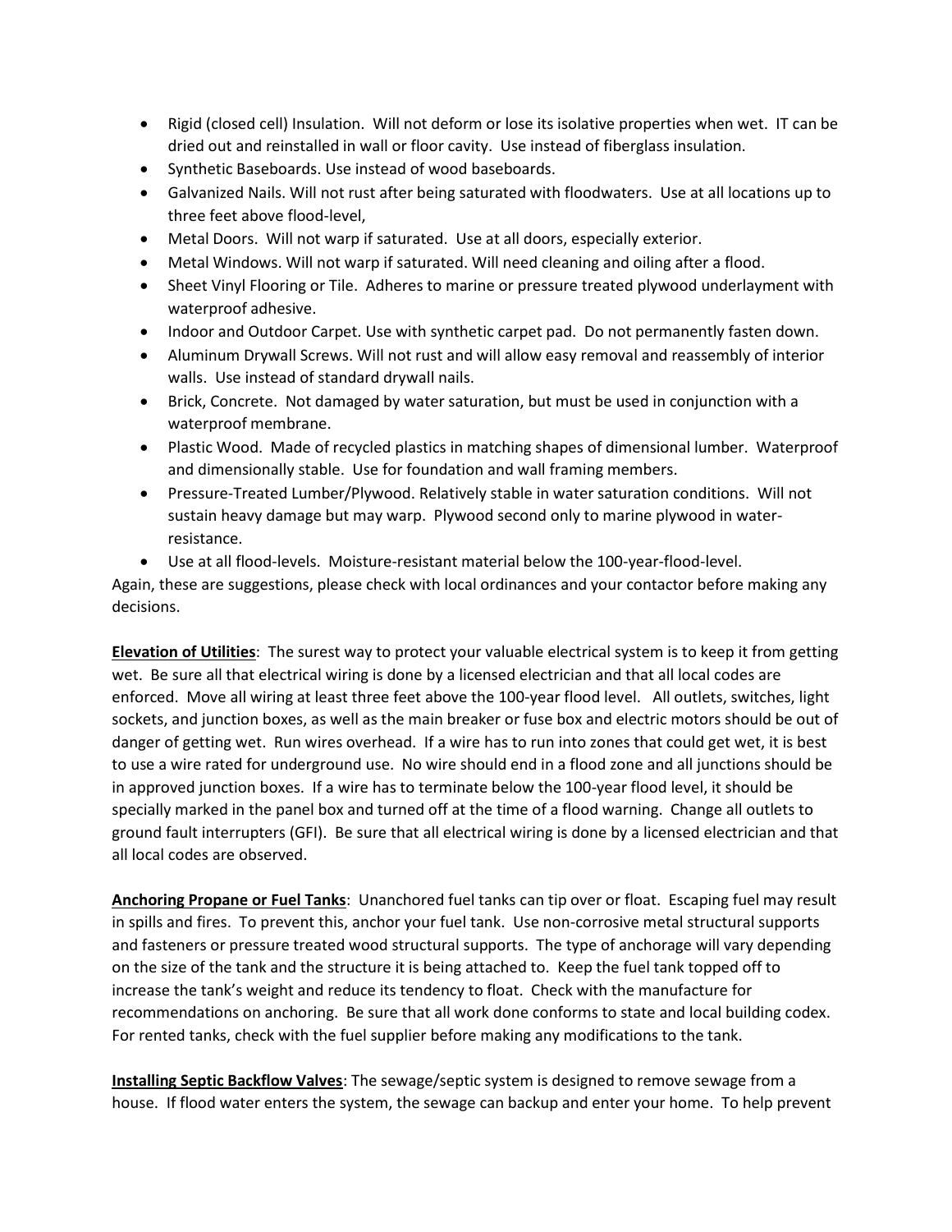- Rigid (closed cell) Insulation. Will not deform or lose its isolative properties when wet. IT can be dried out and reinstalled in wall or floor cavity. Use instead of fiberglass insulation.
- Synthetic Baseboards. Use instead of wood baseboards.
- Galvanized Nails. Will not rust after being saturated with floodwaters. Use at all locations up to three feet above flood-level,
- Metal Doors. Will not warp if saturated. Use at all doors, especially exterior.
- Metal Windows. Will not warp if saturated. Will need cleaning and oiling after a flood.
- Sheet Vinyl Flooring or Tile. Adheres to marine or pressure treated plywood underlayment with waterproof adhesive.
- Indoor and Outdoor Carpet. Use with synthetic carpet pad. Do not permanently fasten down.
- Aluminum Drywall Screws. Will not rust and will allow easy removal and reassembly of interior walls. Use instead of standard drywall nails.
- Brick, Concrete. Not damaged by water saturation, but must be used in conjunction with a waterproof membrane.
- Plastic Wood. Made of recycled plastics in matching shapes of dimensional lumber. Waterproof and dimensionally stable. Use for foundation and wall framing members.
- Pressure-Treated Lumber/Plywood. Relatively stable in water saturation conditions. Will not sustain heavy damage but may warp. Plywood second only to marine plywood in water-resistance.
- Use at all flood-levels. Moisture-resistant material below the 100-year-flood-level.

Again, these are suggestions, please check with local ordinances and your contactor before making any decisions.

**Elevation of Utilities**: The surest way to protect your valuable electrical system is to keep it from getting wet. Be sure all that electrical wiring is done by a licensed electrician and that all local codes are enforced. Move all wiring at least three feet above the 100-year flood level. All outlets, switches, light sockets, and junction boxes, as well as the main breaker or fuse box and electric motors should be out of danger of getting wet. Run wires overhead. If a wire has to run into zones that could get wet, it is best to use a wire rated for underground use. No wire should end in a flood zone and all junctions should be in approved junction boxes. If a wire has to terminate below the 100-year flood level, it should be specially marked in the panel box and turned off at the time of a flood warning. Change all outlets to ground fault interrupters (GFI). Be sure that all electrical wiring is done by a licensed electrician and that all local codes are observed.

**Anchoring Propane or Fuel Tanks**: Unanchored fuel tanks can tip over or float. Escaping fuel may result in spills and fires. To prevent this, anchor your fuel tank. Use non-corrosive metal structural supports and fasteners or pressure treated wood structural supports. The type of anchorage will vary depending on the size of the tank and the structure it is being attached to. Keep the fuel tank topped off to increase the tank's weight and reduce its tendency to float. Check with the manufacture for recommendations on anchoring. Be sure that all work done conforms to state and local building codex. For rented tanks, check with the fuel supplier before making any modifications to the tank.

**Installing Septic Backflow Valves**: The sewage/septic system is designed to remove sewage from a house. If flood water enters the system, the sewage can backup and enter your home. To help prevent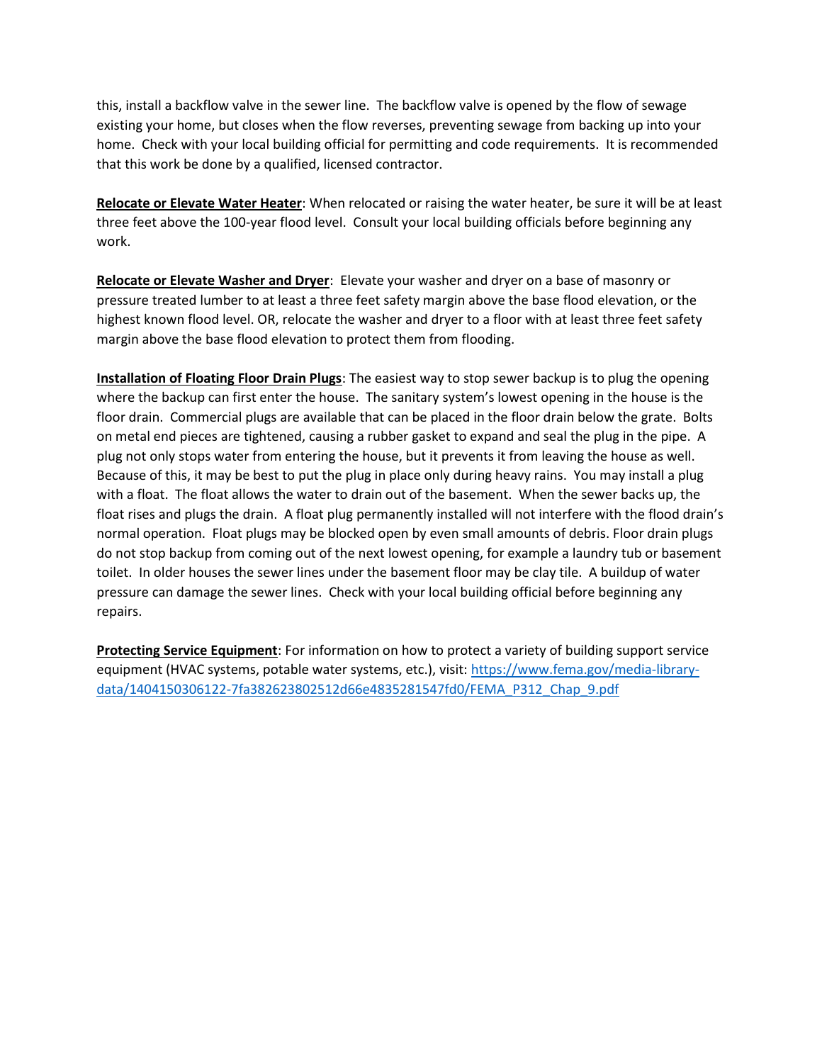this, install a backflow valve in the sewer line. The backflow valve is opened by the flow of sewage existing your home, but closes when the flow reverses, preventing sewage from backing up into your home. Check with your local building official for permitting and code requirements. It is recommended that this work be done by a qualified, licensed contractor.

**Relocate or Elevate Water Heater**: When relocated or raising the water heater, be sure it will be at least three feet above the 100-year flood level. Consult your local building officials before beginning any work.

**Relocate or Elevate Washer and Dryer**: Elevate your washer and dryer on a base of masonry or pressure treated lumber to at least a three feet safety margin above the base flood elevation, or the highest known flood level. OR, relocate the washer and dryer to a floor with at least three feet safety margin above the base flood elevation to protect them from flooding.

**Installation of Floating Floor Drain Plugs**: The easiest way to stop sewer backup is to plug the opening where the backup can first enter the house. The sanitary system's lowest opening in the house is the floor drain. Commercial plugs are available that can be placed in the floor drain below the grate. Bolts on metal end pieces are tightened, causing a rubber gasket to expand and seal the plug in the pipe. A plug not only stops water from entering the house, but it prevents it from leaving the house as well. Because of this, it may be best to put the plug in place only during heavy rains. You may install a plug with a float. The float allows the water to drain out of the basement. When the sewer backs up, the float rises and plugs the drain. A float plug permanently installed will not interfere with the flood drain's normal operation. Float plugs may be blocked open by even small amounts of debris. Floor drain plugs do not stop backup from coming out of the next lowest opening, for example a laundry tub or basement toilet. In older houses the sewer lines under the basement floor may be clay tile. A buildup of water pressure can damage the sewer lines. Check with your local building official before beginning any repairs.

**Protecting Service Equipment**: For information on how to protect a variety of building support service equipment (HVAC systems, potable water systems, etc.), visit: [https://www.fema.gov/media-library-data/1404150306122-7fa382623802512d66e4835281547fd0/FEMA_P312_Chap_9.pdf](https://www.fema.gov/media-library-data/1404150306122-7fa382623802512d66e4835281547fd0/FEMA_P312_Chap_9.pdf)